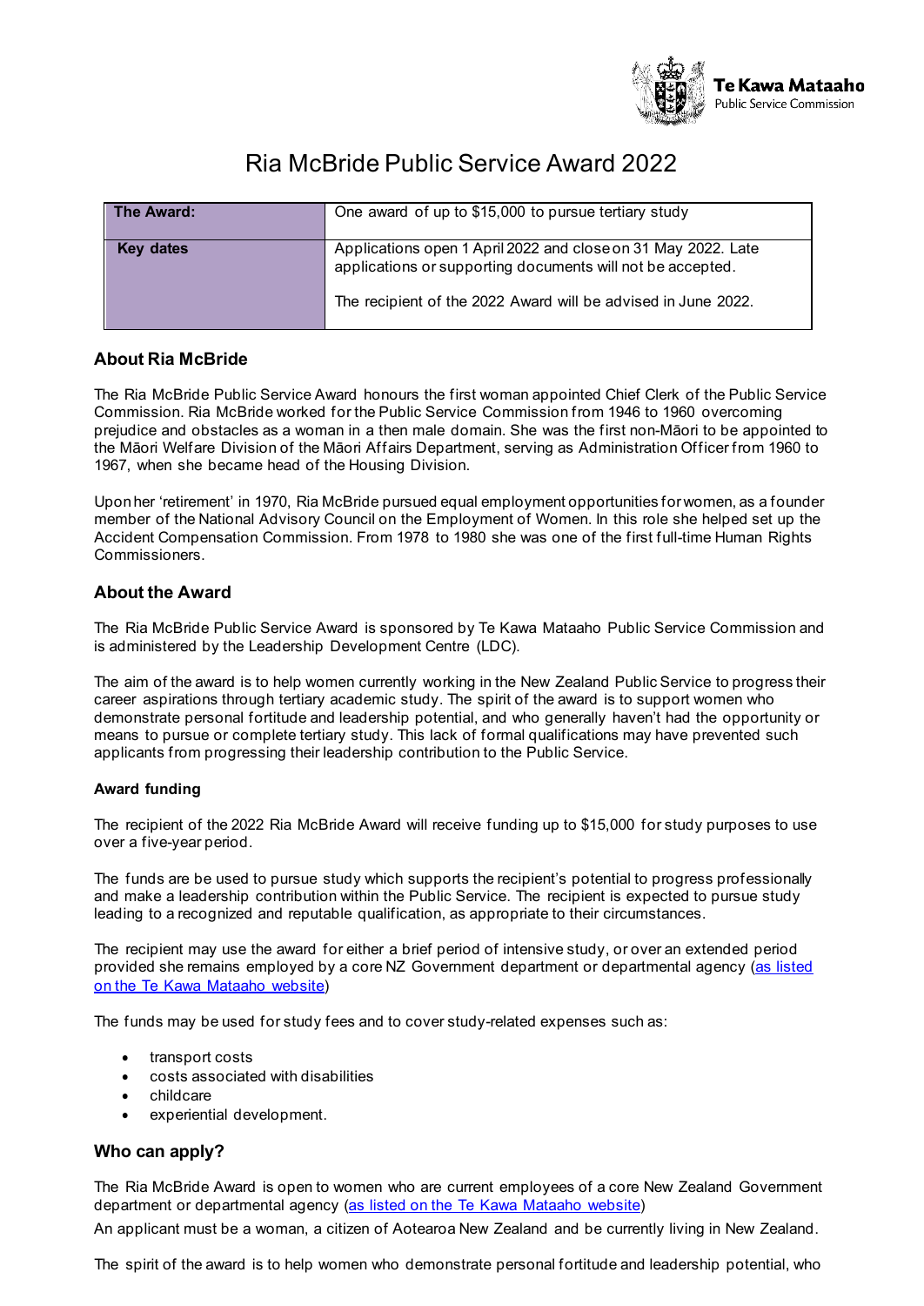# Ria McBride Public Service Award 2022

| The Award: | One award of up to $15,000 to pursue tertiary study |
|---|---|
| **Key dates** | Applications open 1 April 2022 and close on 31 May 2022. Late applications or supporting documents will not be accepted.<br><br>The recipient of the 2022 Award will be advised in June 2022. |

## About Ria McBride

The Ria McBride Public Service Award honours the first woman appointed Chief Clerk of the Public Service Commission. Ria McBride worked for the Public Service Commission from 1946 to 1960 overcoming prejudice and obstacles as a woman in a then male domain. She was the first non-Māori to be appointed to the Māori Welfare Division of the Māori Affairs Department, serving as Administration Officer from 1960 to 1967, when she became head of the Housing Division.

Upon her 'retirement' in 1970, Ria McBride pursued equal employment opportunities for women, as a founder member of the National Advisory Council on the Employment of Women. In this role she helped set up the Accident Compensation Commission. From 1978 to 1980 she was one of the first full-time Human Rights Commissioners.

## About the Award

The Ria McBride Public Service Award is sponsored by Te Kawa Mataaho Public Service Commission and is administered by the Leadership Development Centre (LDC).

The aim of the award is to help women currently working in the New Zealand Public Service to progress their career aspirations through tertiary academic study. The spirit of the award is to support women who demonstrate personal fortitude and leadership potential, and who generally haven't had the opportunity or means to pursue or complete tertiary study. This lack of formal qualifications may have prevented such applicants from progressing their leadership contribution to the Public Service.

### Award funding

The recipient of the 2022 Ria McBride Award will receive funding up to $15,000 for study purposes to use over a five-year period.

The funds are be used to pursue study which supports the recipient's potential to progress professionally and make a leadership contribution within the Public Service. The recipient is expected to pursue study leading to a recognized and reputable qualification, as appropriate to their circumstances.

The recipient may use the award for either a brief period of intensive study, or over an extended period provided she remains employed by a core NZ Government department or departmental agency (as listed on the Te Kawa Mataaho website)

The funds may be used for study fees and to cover study-related expenses such as:

- transport costs
- costs associated with disabilities
- childcare
- experiential development.

## Who can apply?

The Ria McBride Award is open to women who are current employees of a core New Zealand Government department or departmental agency (as listed on the Te Kawa Mataaho website)

An applicant must be a woman, a citizen of Aotearoa New Zealand and be currently living in New Zealand.

The spirit of the award is to help women who demonstrate personal fortitude and leadership potential, who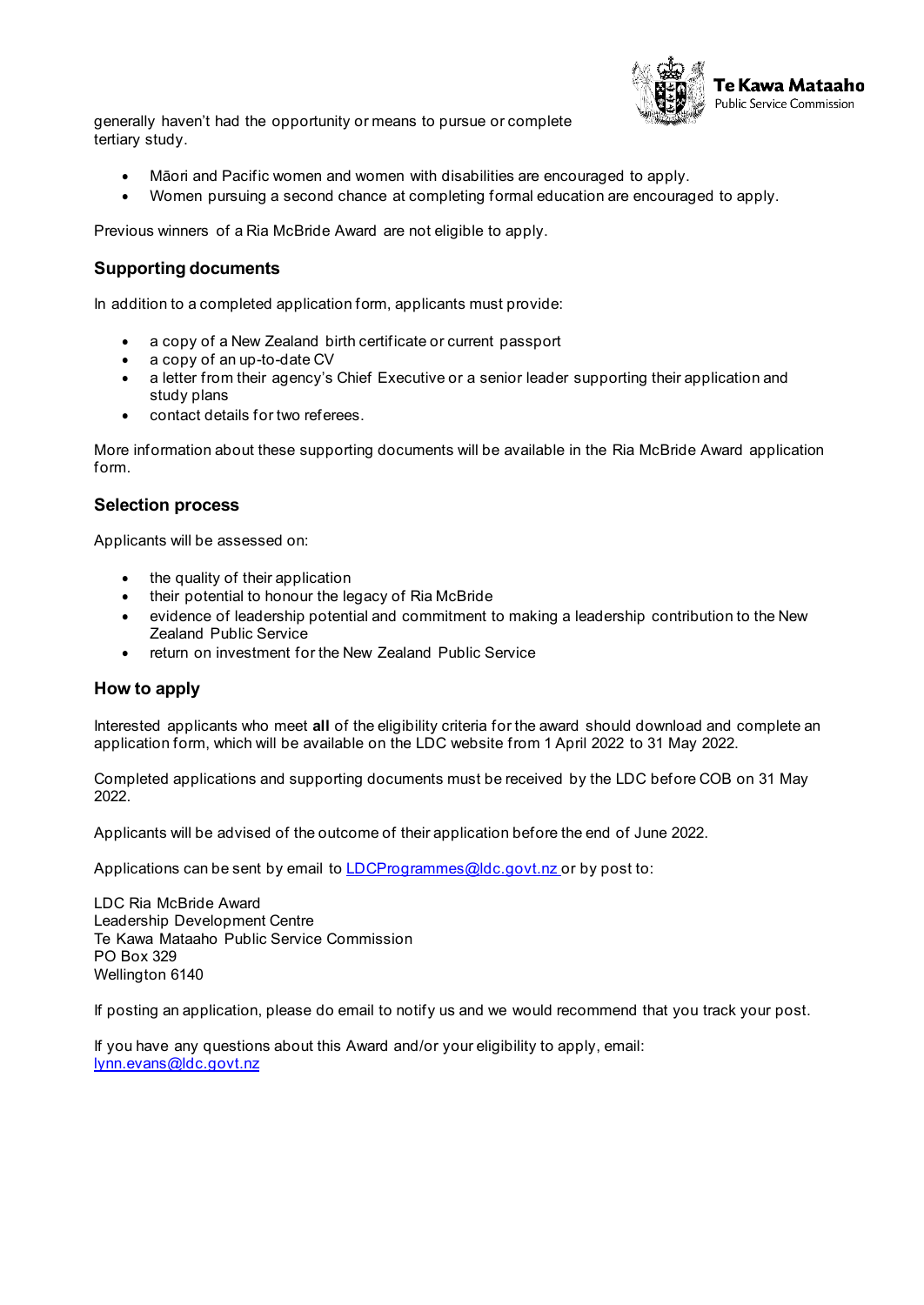generally haven't had the opportunity or means to pursue or complete tertiary study.

- Māori and Pacific women and women with disabilities are encouraged to apply.
- Women pursuing a second chance at completing formal education are encouraged to apply.

Previous winners of a Ria McBride Award are not eligible to apply.

### Supporting documents

In addition to a completed application form, applicants must provide:

- a copy of a New Zealand birth certificate or current passport
- a copy of an up-to-date CV
- a letter from their agency's Chief Executive or a senior leader supporting their application and study plans
- contact details for two referees.

More information about these supporting documents will be available in the Ria McBride Award application form.

### Selection process

Applicants will be assessed on:

- the quality of their application
- their potential to honour the legacy of Ria McBride
- evidence of leadership potential and commitment to making a leadership contribution to the New Zealand Public Service
- return on investment for the New Zealand Public Service

### How to apply

Interested applicants who meet **all** of the eligibility criteria for the award should download and complete an application form, which will be available on the LDC website from 1 April 2022 to 31 May 2022.

Completed applications and supporting documents must be received by the LDC before COB on 31 May 2022.

Applicants will be advised of the outcome of their application before the end of June 2022.

Applications can be sent by email to LDCProgrammes@ldc.govt.nz or by post to:

LDC Ria McBride Award
Leadership Development Centre
Te Kawa Mataaho Public Service Commission
PO Box 329
Wellington 6140

If posting an application, please do email to notify us and we would recommend that you track your post.

If you have any questions about this Award and/or your eligibility to apply, email: lynn.evans@ldc.govt.nz